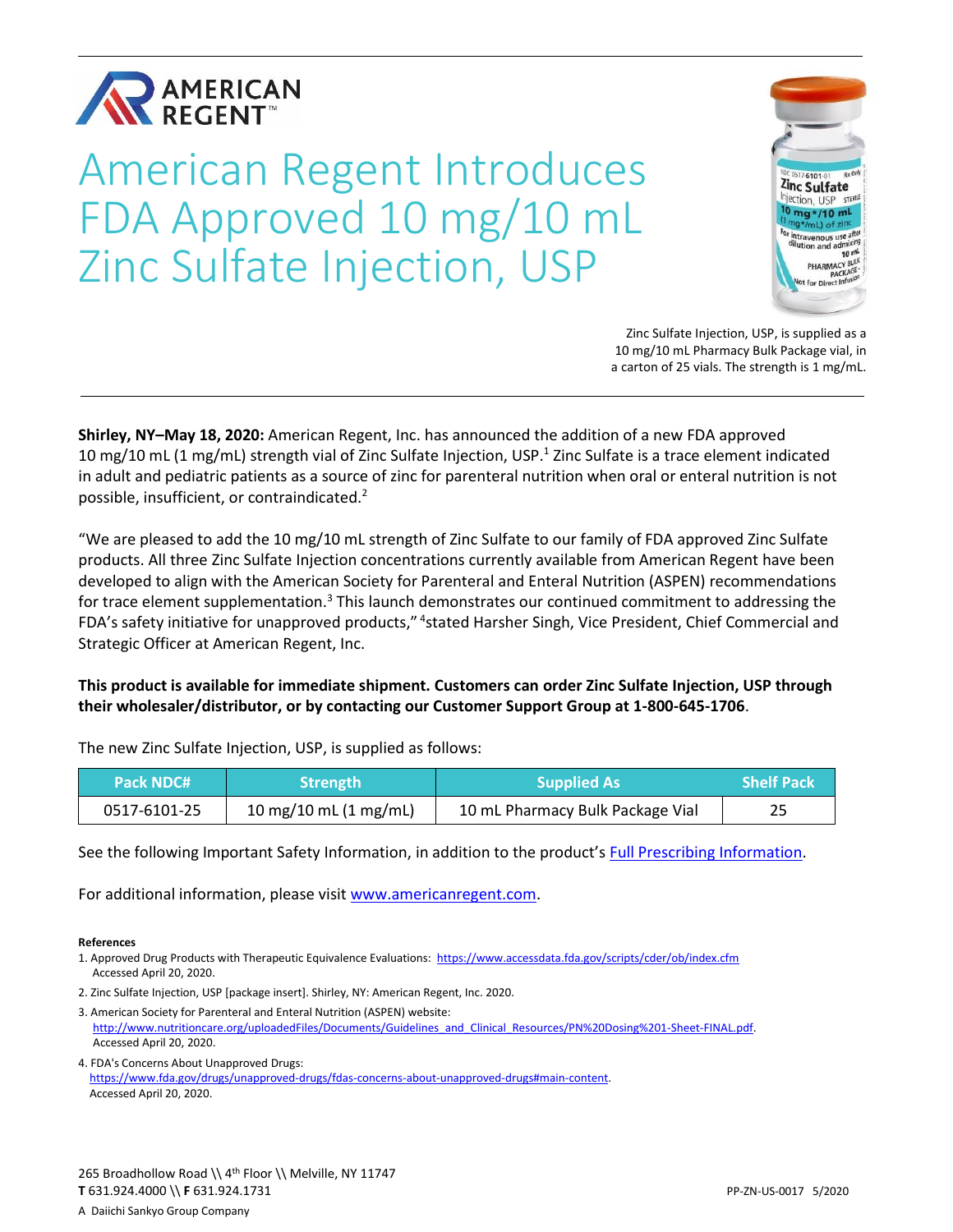AMERICAN REGENT™

# American Regent Introduces FDA Approved 10 mg/10 mL Zinc Sulfate Injection, USP

Zinc Sulfate Injection, USP, is supplied as a 10 mg/10 mL Pharmacy Bulk Package vial, in a carton of 25 vials. The strength is 1 mg/mL.

**Shirley, NY–May 18, 2020:** American Regent, Inc. has announced the addition of a new FDA approved 10 mg/10 mL (1 mg/mL) strength vial of Zinc Sulfate Injection, USP.[1] Zinc Sulfate is a trace element indicated in adult and pediatric patients as a source of zinc for parenteral nutrition when oral or enteral nutrition is not possible, insufficient, or contraindicated.[2]

"We are pleased to add the 10 mg/10 mL strength of Zinc Sulfate to our family of FDA approved Zinc Sulfate products. All three Zinc Sulfate Injection concentrations currently available from American Regent have been developed to align with the American Society for Parenteral and Enteral Nutrition (ASPEN) recommendations for trace element supplementation.[3] This launch demonstrates our continued commitment to addressing the FDA's safety initiative for unapproved products,"[4] stated Harsher Singh, Vice President, Chief Commercial and Strategic Officer at American Regent, Inc.

**This product is available for immediate shipment. Customers can order Zinc Sulfate Injection, USP through their wholesaler/distributor, or by contacting our Customer Support Group at 1-800-645-1706**.

The new Zinc Sulfate Injection, USP, is supplied as follows:

| Pack NDC# | Strength | Supplied As | Shelf Pack |
|---|---|---|---|
| 0517-6101-25 | 10 mg/10 mL (1 mg/mL) | 10 mL Pharmacy Bulk Package Vial | 25 |

See the following Important Safety Information, in addition to the product's [Full Prescribing Information](#).

For additional information, please visit [www.americanregent.com](http://www.americanregent.com).

**References**

1. Approved Drug Products with Therapeutic Equivalence Evaluations: https://www.accessdata.fda.gov/scripts/cder/ob/index.cfm Accessed April 20, 2020.
2. Zinc Sulfate Injection, USP [package insert]. Shirley, NY: American Regent, Inc. 2020.
3. American Society for Parenteral and Enteral Nutrition (ASPEN) website: http://www.nutritioncare.org/uploadedFiles/Documents/Guidelines_and_Clinical_Resources/PN%20Dosing%201-Sheet-FINAL.pdf. Accessed April 20, 2020.
4. FDA's Concerns About Unapproved Drugs: https://www.fda.gov/drugs/unapproved-drugs/fdas-concerns-about-unapproved-drugs#main-content. Accessed April 20, 2020.

265 Broadhollow Road \\ 4th Floor \\ Melville, NY 11747
**T** 631.924.4000 \\ **F** 631.924.1731

A Daiichi Sankyo Group Company

PP-ZN-US-0017 5/2020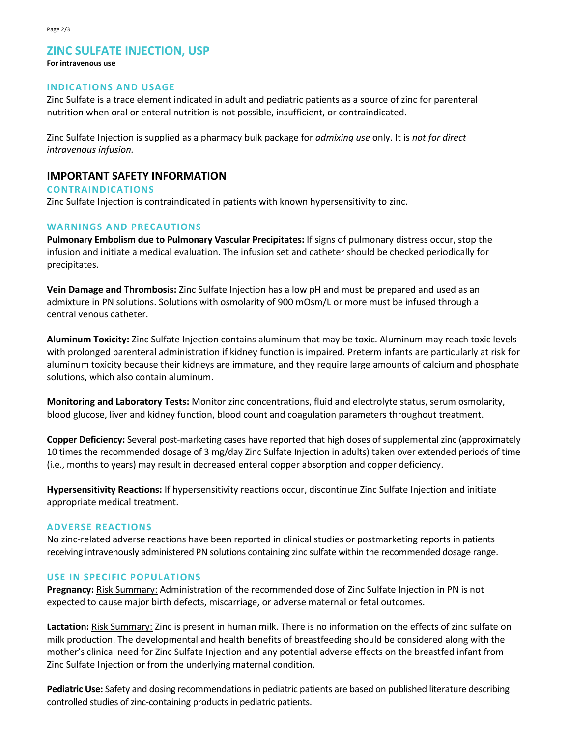# ZINC SULFATE INJECTION, USP

**For intravenous use**

### INDICATIONS AND USAGE

Zinc Sulfate is a trace element indicated in adult and pediatric patients as a source of zinc for parenteral nutrition when oral or enteral nutrition is not possible, insufficient, or contraindicated.

Zinc Sulfate Injection is supplied as a pharmacy bulk package for *admixing use* only. It is *not for direct intravenous infusion.*

## IMPORTANT SAFETY INFORMATION

### CONTRAINDICATIONS

Zinc Sulfate Injection is contraindicated in patients with known hypersensitivity to zinc.

### WARNINGS AND PRECAUTIONS

**Pulmonary Embolism due to Pulmonary Vascular Precipitates:** If signs of pulmonary distress occur, stop the infusion and initiate a medical evaluation. The infusion set and catheter should be checked periodically for precipitates.

**Vein Damage and Thrombosis:** Zinc Sulfate Injection has a low pH and must be prepared and used as an admixture in PN solutions. Solutions with osmolarity of 900 mOsm/L or more must be infused through a central venous catheter.

**Aluminum Toxicity:** Zinc Sulfate Injection contains aluminum that may be toxic. Aluminum may reach toxic levels with prolonged parenteral administration if kidney function is impaired. Preterm infants are particularly at risk for aluminum toxicity because their kidneys are immature, and they require large amounts of calcium and phosphate solutions, which also contain aluminum.

**Monitoring and Laboratory Tests:** Monitor zinc concentrations, fluid and electrolyte status, serum osmolarity, blood glucose, liver and kidney function, blood count and coagulation parameters throughout treatment.

**Copper Deficiency:** Several post-marketing cases have reported that high doses of supplemental zinc (approximately 10 times the recommended dosage of 3 mg/day Zinc Sulfate Injection in adults) taken over extended periods of time (i.e., months to years) may result in decreased enteral copper absorption and copper deficiency.

**Hypersensitivity Reactions:** If hypersensitivity reactions occur, discontinue Zinc Sulfate Injection and initiate appropriate medical treatment.

### ADVERSE REACTIONS

No zinc-related adverse reactions have been reported in clinical studies or postmarketing reports in patients receiving intravenously administered PN solutions containing zinc sulfate within the recommended dosage range.

### USE IN SPECIFIC POPULATIONS

**Pregnancy:** Risk Summary: Administration of the recommended dose of Zinc Sulfate Injection in PN is not expected to cause major birth defects, miscarriage, or adverse maternal or fetal outcomes.

**Lactation:** Risk Summary: Zinc is present in human milk. There is no information on the effects of zinc sulfate on milk production. The developmental and health benefits of breastfeeding should be considered along with the mother's clinical need for Zinc Sulfate Injection and any potential adverse effects on the breastfed infant from Zinc Sulfate Injection or from the underlying maternal condition.

**Pediatric Use:** Safety and dosing recommendations in pediatric patients are based on published literature describing controlled studies of zinc-containing products in pediatric patients.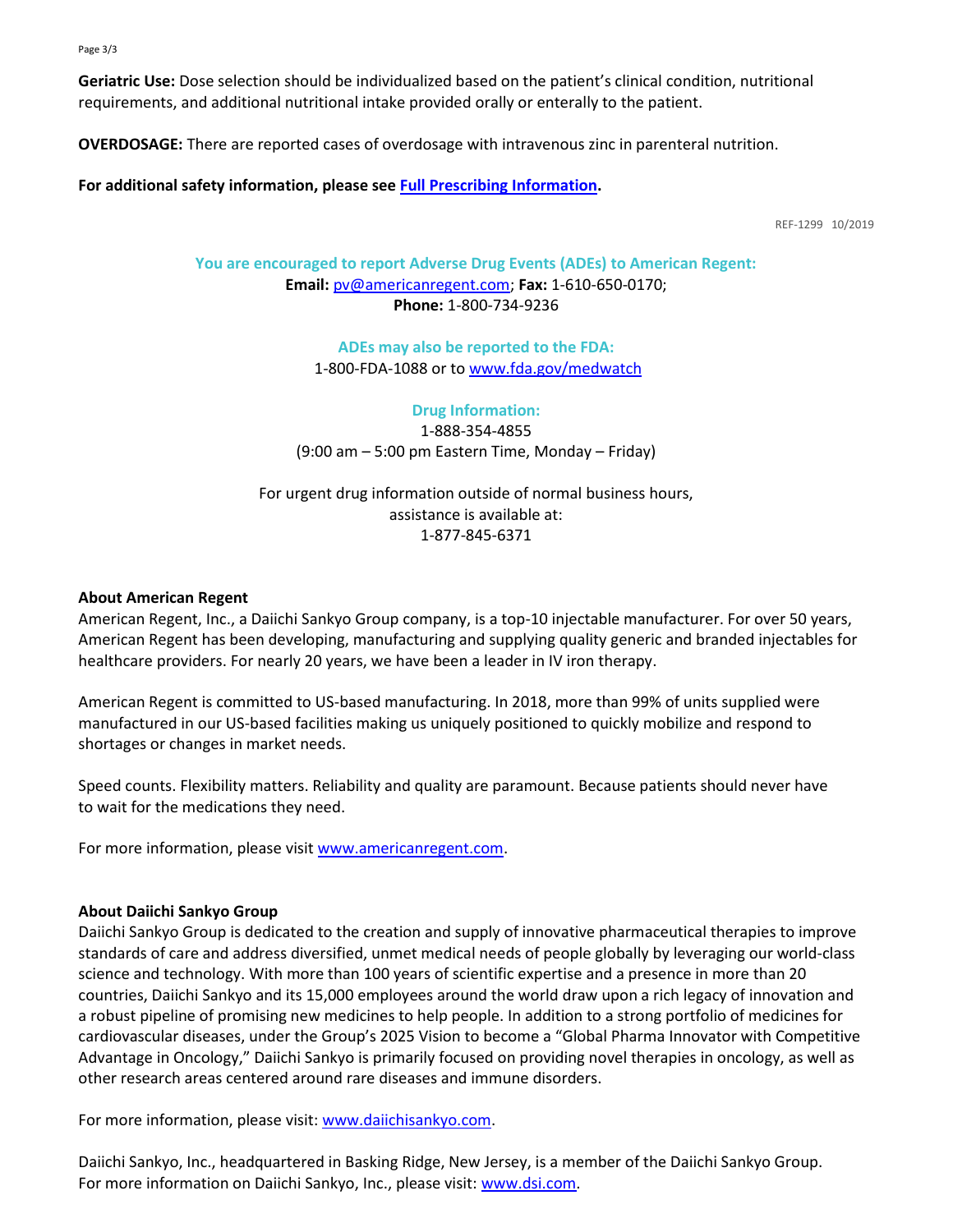**Geriatric Use:** Dose selection should be individualized based on the patient's clinical condition, nutritional requirements, and additional nutritional intake provided orally or enterally to the patient.

**OVERDOSAGE:** There are reported cases of overdosage with intravenous zinc in parenteral nutrition.

**For additional safety information, please see Full Prescribing Information.**

REF-1299 10/2019

**You are encouraged to report Adverse Drug Events (ADEs) to American Regent:**
**Email:** pv@americanregent.com; **Fax:** 1-610-650-0170;
**Phone:** 1-800-734-9236

**ADEs may also be reported to the FDA:**
1-800-FDA-1088 or to www.fda.gov/medwatch

**Drug Information:**
1-888-354-4855
(9:00 am – 5:00 pm Eastern Time, Monday – Friday)

For urgent drug information outside of normal business hours,
assistance is available at:
1-877-845-6371

**About American Regent**

American Regent, Inc., a Daiichi Sankyo Group company, is a top-10 injectable manufacturer. For over 50 years, American Regent has been developing, manufacturing and supplying quality generic and branded injectables for healthcare providers. For nearly 20 years, we have been a leader in IV iron therapy.

American Regent is committed to US-based manufacturing. In 2018, more than 99% of units supplied were manufactured in our US-based facilities making us uniquely positioned to quickly mobilize and respond to shortages or changes in market needs.

Speed counts. Flexibility matters. Reliability and quality are paramount. Because patients should never have to wait for the medications they need.

For more information, please visit www.americanregent.com.

**About Daiichi Sankyo Group**

Daiichi Sankyo Group is dedicated to the creation and supply of innovative pharmaceutical therapies to improve standards of care and address diversified, unmet medical needs of people globally by leveraging our world-class science and technology. With more than 100 years of scientific expertise and a presence in more than 20 countries, Daiichi Sankyo and its 15,000 employees around the world draw upon a rich legacy of innovation and a robust pipeline of promising new medicines to help people. In addition to a strong portfolio of medicines for cardiovascular diseases, under the Group's 2025 Vision to become a "Global Pharma Innovator with Competitive Advantage in Oncology," Daiichi Sankyo is primarily focused on providing novel therapies in oncology, as well as other research areas centered around rare diseases and immune disorders.

For more information, please visit: www.daiichisankyo.com.

Daiichi Sankyo, Inc., headquartered in Basking Ridge, New Jersey, is a member of the Daiichi Sankyo Group. For more information on Daiichi Sankyo, Inc., please visit: www.dsi.com.